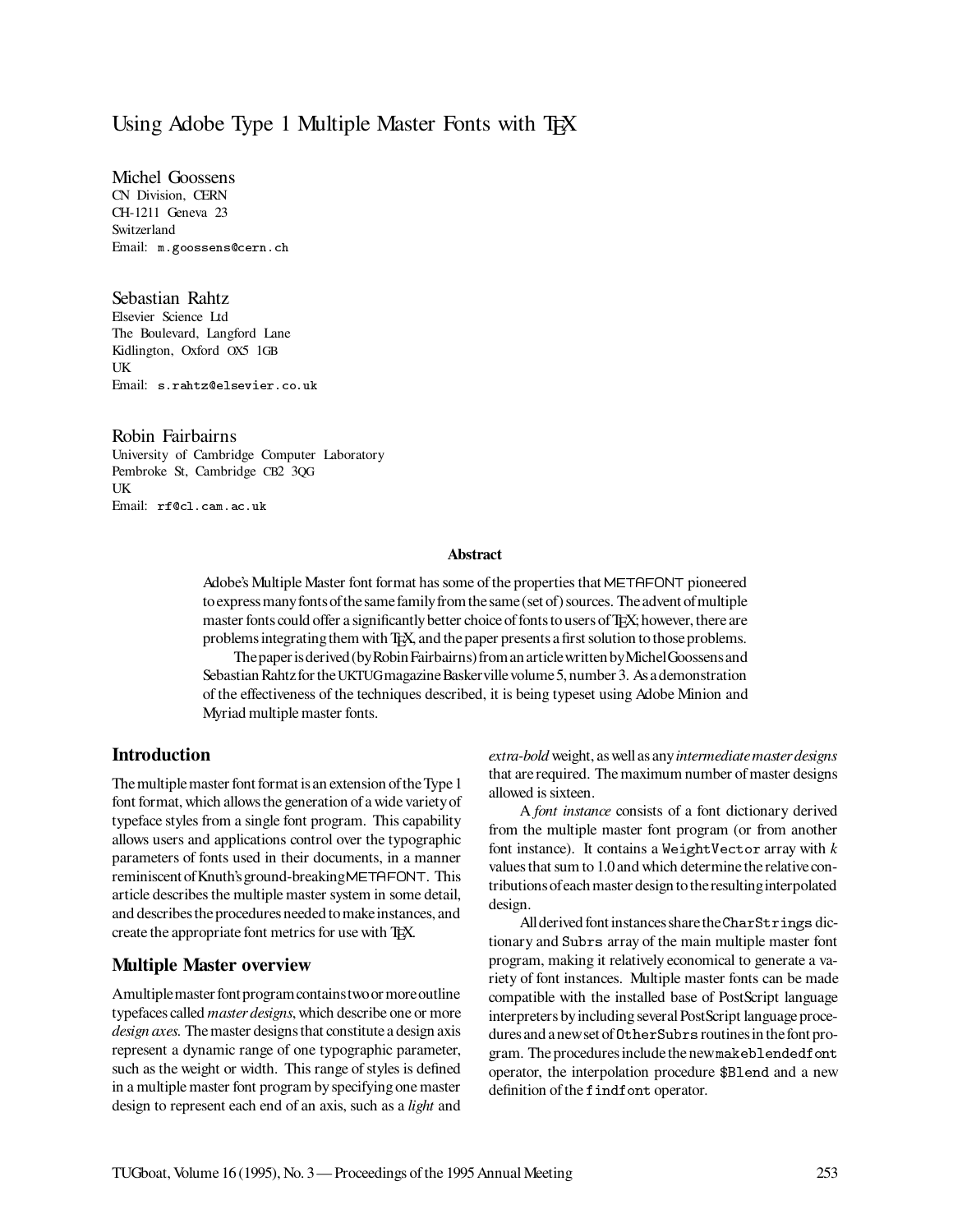# Using Adobe Type 1 Multiple Master Fonts with TeX

Michel Goossens
CN Division, CERN
CH-1211 Geneva 23
Switzerland
Email: `m.goossens@cern.ch`

Sebastian Rahtz
Elsevier Science Ltd
The Boulevard, Langford Lane
Kidlington, Oxford OX5 1GB
UK
Email: `s.rahtz@elsevier.co.uk`

Robin Fairbairns
University of Cambridge Computer Laboratory
Pembroke St, Cambridge CB2 3QG
UK
Email: `rf@cl.cam.ac.uk`

### Abstract

Adobe's Multiple Master font format has some of the properties that METAFONT pioneered to express many fonts of the same family from the same (set of) sources. The advent of multiple master fonts could offer a significantly better choice of fonts to users of TeX; however, there are problems integrating them with TeX, and the paper presents a first solution to those problems.

The paper is derived (by Robin Fairbairns) from an article written by Michel Goossens and Sebastian Rahtz for the UKTUG magazine Baskerville volume 5, number 3. As a demonstration of the effectiveness of the techniques described, it is being typeset using Adobe Minion and Myriad multiple master fonts.

## Introduction

The multiple master font format is an extension of the Type 1 font format, which allows the generation of a wide variety of typeface styles from a single font program. This capability allows users and applications control over the typographic parameters of fonts used in their documents, in a manner reminiscent of Knuth's ground-breaking METAFONT. This article describes the multiple master system in some detail, and describes the procedures needed to make instances, and create the appropriate font metrics for use with TeX.

## Multiple Master overview

A multiple master font program contains two or more outline typefaces called *master designs*, which describe one or more *design axes*. The master designs that constitute a design axis represent a dynamic range of one typographic parameter, such as the weight or width. This range of styles is defined in a multiple master font program by specifying one master design to represent each end of an axis, such as a *light* and *extra-bold* weight, as well as any *intermediate master designs* that are required. The maximum number of master designs allowed is sixteen.

A *font instance* consists of a font dictionary derived from the multiple master font program (or from another font instance). It contains a `WeightVector` array with $k$ values that sum to 1.0 and which determine the relative contributions of each master design to the resulting interpolated design.

All derived font instances share the `CharStrings` dictionary and `Subrs` array of the main multiple master font program, making it relatively economical to generate a variety of font instances. Multiple master fonts can be made compatible with the installed base of PostScript language interpreters by including several PostScript language procedures and a new set of `OtherSubrs` routines in the font program. The procedures include the new `makeblendedfont` operator, the interpolation procedure `$Blend` and a new definition of the `findfont` operator.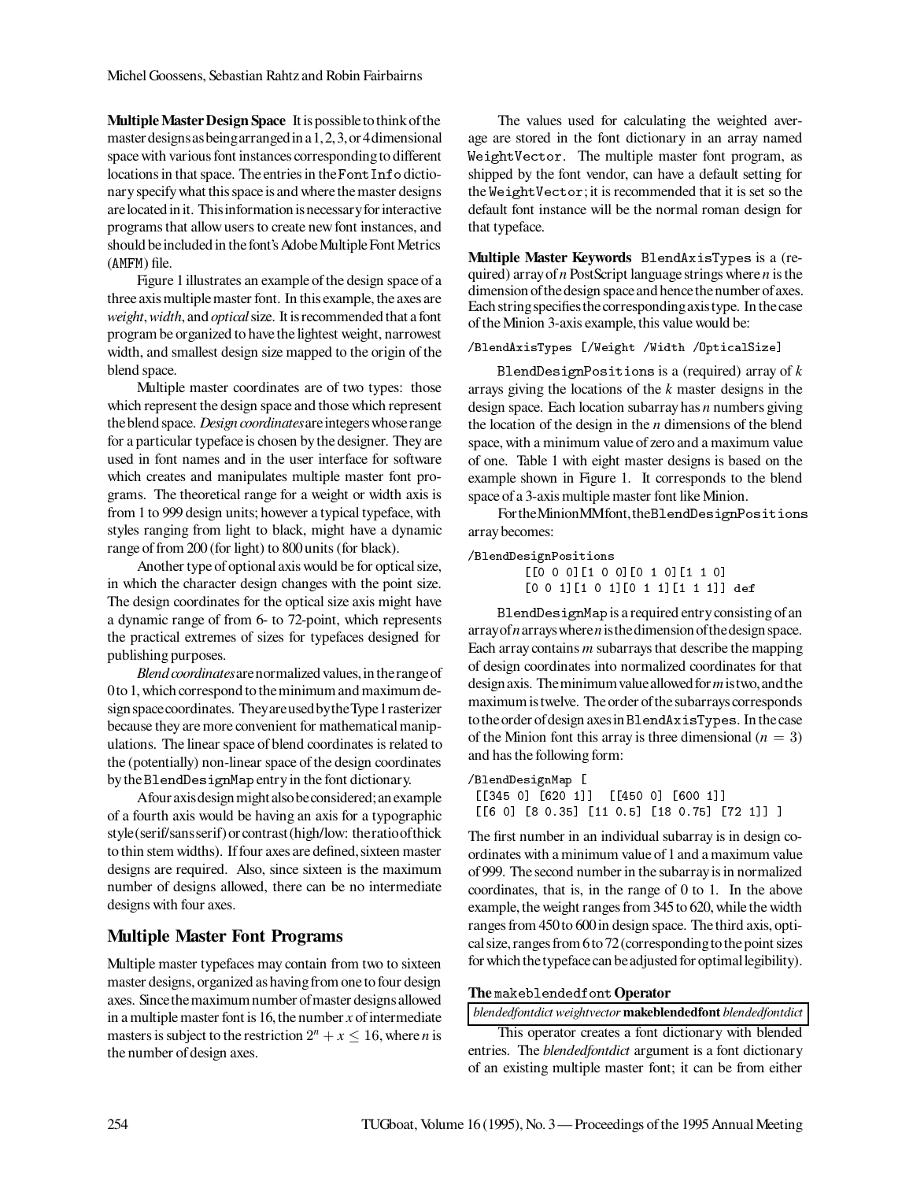**Multiple Master Design Space** It is possible to think of the master designs as being arranged in a 1, 2, 3, or 4 dimensional space with various font instances corresponding to different locations in that space. The entries in the `FontInfo` dictionary specify what this space is and where the master designs are located in it. This information is necessary for interactive programs that allow users to create new font instances, and should be included in the font's Adobe Multiple Font Metrics (`AMFM`) file.

Figure 1 illustrates an example of the design space of a three axis multiple master font. In this example, the axes are *weight*, *width*, and *optical* size. It is recommended that a font program be organized to have the lightest weight, narrowest width, and smallest design size mapped to the origin of the blend space.

Multiple master coordinates are of two types: those which represent the design space and those which represent the blend space. *Design coordinates* are integers whose range for a particular typeface is chosen by the designer. They are used in font names and in the user interface for software which creates and manipulates multiple master font programs. The theoretical range for a weight or width axis is from 1 to 999 design units; however a typical typeface, with styles ranging from light to black, might have a dynamic range of from 200 (for light) to 800 units (for black).

Another type of optional axis would be for optical size, in which the character design changes with the point size. The design coordinates for the optical size axis might have a dynamic range of from 6- to 72-point, which represents the practical extremes of sizes for typefaces designed for publishing purposes.

*Blend coordinates* are normalized values, in the range of 0 to 1, which correspond to the minimum and maximum design space coordinates. They are used by the Type 1 rasterizer because they are more convenient for mathematical manipulations. The linear space of blend coordinates is related to the (potentially) non-linear space of the design coordinates by the `BlendDesignMap` entry in the font dictionary.

A four axis design might also be considered; an example of a fourth axis would be having an axis for a typographic style (serif/sans serif) or contrast (high/low: the ratio of thick to thin stem widths). If four axes are defined, sixteen master designs are required. Also, since sixteen is the maximum number of designs allowed, there can be no intermediate designs with four axes.

## Multiple Master Font Programs

Multiple master typefaces may contain from two to sixteen master designs, organized as having from one to four design axes. Since the maximum number of master designs allowed in a multiple master font is 16, the number *x* of intermediate masters is subject to the restriction $2^n + x \leq 16$, where *n* is the number of design axes.

The values used for calculating the weighted average are stored in the font dictionary in an array named `WeightVector`. The multiple master font program, as shipped by the font vendor, can have a default setting for the `WeightVector`; it is recommended that it is set so the default font instance will be the normal roman design for that typeface.

**Multiple Master Keywords** `BlendAxisTypes` is a (required) array of *n* PostScript language strings where *n* is the dimension of the design space and hence the number of axes. Each string specifies the corresponding axis type. In the case of the Minion 3-axis example, this value would be:

```
/BlendAxisTypes [/Weight /Width /OpticalSize]
```

`BlendDesignPositions` is a (required) array of *k* arrays giving the locations of the *k* master designs in the design space. Each location subarray has *n* numbers giving the location of the design in the *n* dimensions of the blend space, with a minimum value of zero and a maximum value of one. Table 1 with eight master designs is based on the example shown in Figure 1. It corresponds to the blend space of a 3-axis multiple master font like Minion.

For the MinionMM font, the `BlendDesignPositions` array becomes:

```
/BlendDesignPositions
       [[0 0 0][1 0 0][0 1 0][1 1 0]
       [0 0 1][1 0 1][0 1 1][1 1 1]] def
```

`BlendDesignMap` is a required entry consisting of an array of *n* arrays where *n* is the dimension of the design space. Each array contains *m* subarrays that describe the mapping of design coordinates into normalized coordinates for that design axis. The minimum value allowed for *m* is two, and the maximum is twelve. The order of the subarrays corresponds to the order of design axes in `BlendAxisTypes`. In the case of the Minion font this array is three dimensional ($n = 3$) and has the following form:

```
/BlendDesignMap [
 [[345 0] [620 1]]  [[450 0] [600 1]]
 [[6 0] [8 0.35] [11 0.5] [18 0.75] [72 1]] ]
```

The first number in an individual subarray is in design coordinates with a minimum value of 1 and a maximum value of 999. The second number in the subarray is in normalized coordinates, that is, in the range of 0 to 1. In the above example, the weight ranges from 345 to 620, while the width ranges from 450 to 600 in design space. The third axis, optical size, ranges from 6 to 72 (corresponding to the point sizes for which the typeface can be adjusted for optimal legibility).

**The `makeblendedfont` Operator**

*blendedfontdict weightvector* **makeblendedfont** *blendedfontdict*

This operator creates a font dictionary with blended entries. The *blendedfontdict* argument is a font dictionary of an existing multiple master font; it can be from either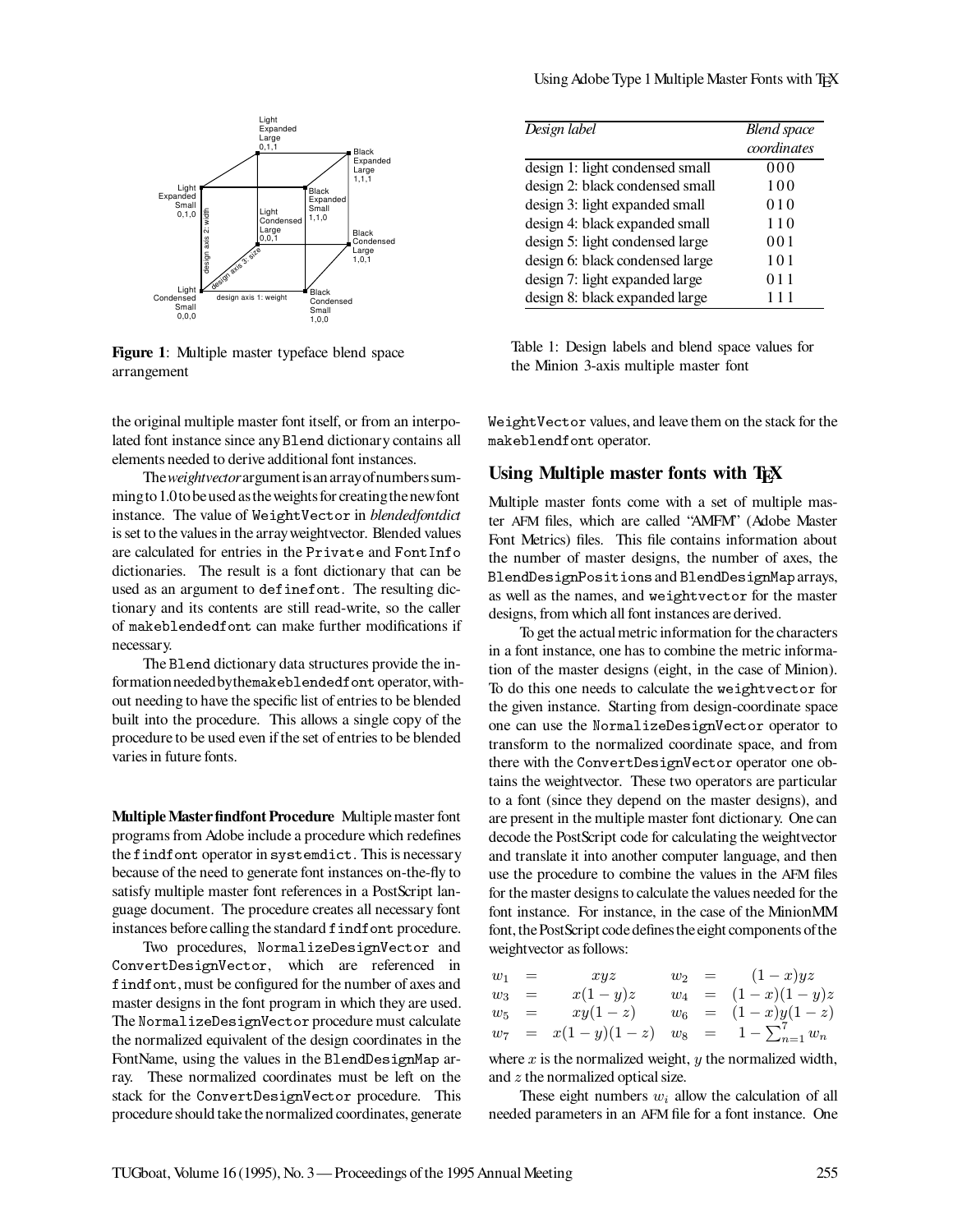**Figure 1**: Multiple master typeface blend space arrangement

| *Design label* | *Blend space coordinates* |
|---|---|
| design 1: light condensed small | 0 0 0 |
| design 2: black condensed small | 1 0 0 |
| design 3: light expanded small | 0 1 0 |
| design 4: black expanded small | 1 1 0 |
| design 5: light condensed large | 0 0 1 |
| design 6: black condensed large | 1 0 1 |
| design 7: light expanded large | 0 1 1 |
| design 8: black expanded large | 1 1 1 |

Table 1: Design labels and blend space values for the Minion 3-axis multiple master font

the original multiple master font itself, or from an interpolated font instance since any `Blend` dictionary contains all elements needed to derive additional font instances.

The *weightvector* argument is an array of numbers summing to 1.0 to be used as the weights for creating the new font instance. The value of `WeightVector` in *blendedfontdict* is set to the values in the array weightvector. Blended values are calculated for entries in the `Private` and `FontInfo` dictionaries. The result is a font dictionary that can be used as an argument to `definefont`. The resulting dictionary and its contents are still read-write, so the caller of `makeblendedfont` can make further modifications if necessary.

The `Blend` dictionary data structures provide the information needed by the `makeblendedfont` operator, without needing to have the specific list of entries to be blended built into the procedure. This allows a single copy of the procedure to be used even if the set of entries to be blended varies in future fonts.

**Multiple Master findfont Procedure** Multiple master font programs from Adobe include a procedure which redefines the `findfont` operator in `systemdict`. This is necessary because of the need to generate font instances on-the-fly to satisfy multiple master font references in a PostScript language document. The procedure creates all necessary font instances before calling the standard `findfont` procedure.

Two procedures, `NormalizeDesignVector` and `ConvertDesignVector`, which are referenced in `findfont`, must be configured for the number of axes and master designs in the font program in which they are used. The `NormalizeDesignVector` procedure must calculate the normalized equivalent of the design coordinates in the FontName, using the values in the `BlendDesignMap` array. These normalized coordinates must be left on the stack for the `ConvertDesignVector` procedure. This procedure should take the normalized coordinates, generate `WeightVector` values, and leave them on the stack for the `makeblendfont` operator.

## Using Multiple master fonts with TeX

Multiple master fonts come with a set of multiple master AFM files, which are called "AMFM" (Adobe Master Font Metrics) files. This file contains information about the number of master designs, the number of axes, the `BlendDesignPositions` and `BlendDesignMap` arrays, as well as the names, and `weightvector` for the master designs, from which all font instances are derived.

To get the actual metric information for the characters in a font instance, one has to combine the metric information of the master designs (eight, in the case of Minion). To do this one needs to calculate the `weightvector` for the given instance. Starting from design-coordinate space one can use the `NormalizeDesignVector` operator to transform to the normalized coordinate space, and from there with the `ConvertDesignVector` operator one obtains the weightvector. These two operators are particular to a font (since they depend on the master designs), and are present in the multiple master font dictionary. One can decode the PostScript code for calculating the weightvector and translate it into another computer language, and then use the procedure to combine the values in the AFM files for the master designs to calculate the values needed for the font instance. For instance, in the case of the MinionMM font, the PostScript code defines the eight components of the weightvector as follows:

$$
\begin{array}{llllll}
w_1 & = & xyz & w_2 & = & (1-x)yz \\
w_3 & = & x(1-y)z & w_4 & = & (1-x)(1-y)z \\
w_5 & = & xy(1-z) & w_6 & = & (1-x)y(1-z) \\
w_7 & = & x(1-y)(1-z) & w_8 & = & 1-\sum_{n=1}^{7} w_n
\end{array}
$$

where $x$ is the normalized weight, $y$ the normalized width, and $z$ the normalized optical size.

These eight numbers $w_i$ allow the calculation of all needed parameters in an AFM file for a font instance. One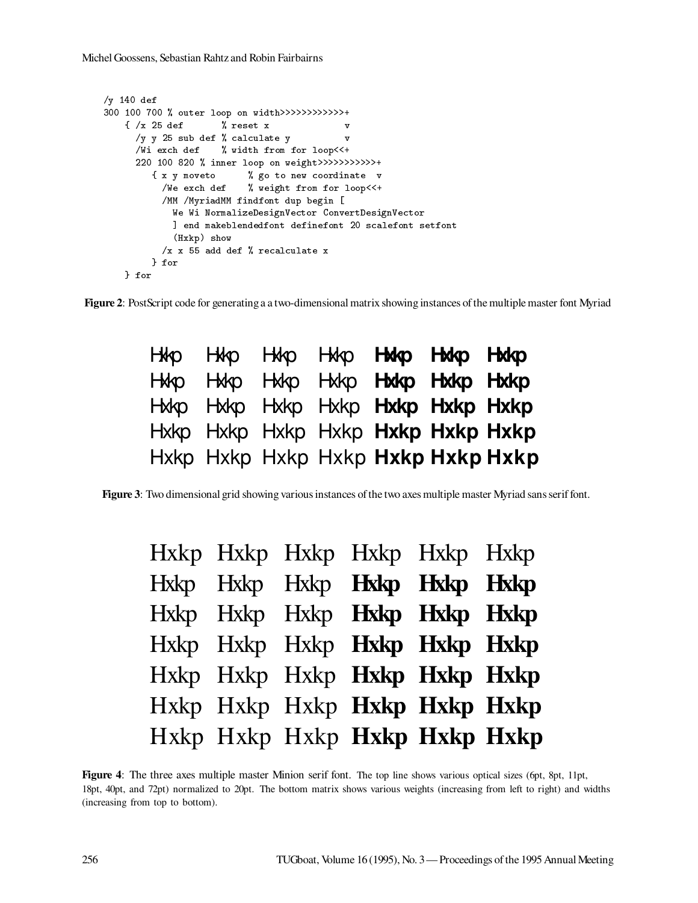```
/y 140 def
300 100 700 % outer loop on width>>>>>>>>>>>>>+
    { /x 25 def       % reset x               v
      /y y 25 sub def % calculate y           v
      /Wi exch def    % width from for loop<<+
      220 100 820 % inner loop on weight>>>>>>>>>>>>+
         { x y moveto      % go to new coordinate  v
           /We exch def    % weight from for loop<<+
           /MM /MyriadMM findfont dup begin [
             We Wi NormalizeDesignVector ConvertDesignVector
             ] end makeblendedfont definefont 20 scalefont setfont
             (Hxkp) show
           /x x 55 add def % recalculate x
         } for
    } for
```

**Figure 2**: PostScript code for generating a a two-dimensional matrix showing instances of the multiple master font Myriad

Hxkp Hxkp Hxkp Hxkp **Hxkp** **Hxkp** **Hxkp**
Hxkp Hxkp Hxkp Hxkp **Hxkp** **Hxkp** **Hxkp**
Hxkp Hxkp Hxkp Hxkp **Hxkp** **Hxkp** **Hxkp**
Hxkp Hxkp Hxkp Hxkp **Hxkp** **Hxkp** **Hxkp**
Hxkp Hxkp Hxkp Hxkp **Hxkp** **Hxkp** **Hxkp**

**Figure 3**: Two dimensional grid showing various instances of the two axes multiple master Myriad sans serif font.

Hxkp Hxkp Hxkp Hxkp Hxkp Hxkp
Hxkp Hxkp Hxkp **Hxkp** **Hxkp** **Hxkp**
Hxkp Hxkp Hxkp **Hxkp** **Hxkp** **Hxkp**
Hxkp Hxkp Hxkp **Hxkp** **Hxkp** **Hxkp**
Hxkp Hxkp Hxkp **Hxkp** **Hxkp** **Hxkp**
Hxkp Hxkp Hxkp **Hxkp** **Hxkp** **Hxkp**
Hxkp Hxkp Hxkp **Hxkp** **Hxkp** **Hxkp**

**Figure 4**: The three axes multiple master Minion serif font. The top line shows various optical sizes (6pt, 8pt, 11pt, 18pt, 40pt, and 72pt) normalized to 20pt. The bottom matrix shows various weights (increasing from left to right) and widths (increasing from top to bottom).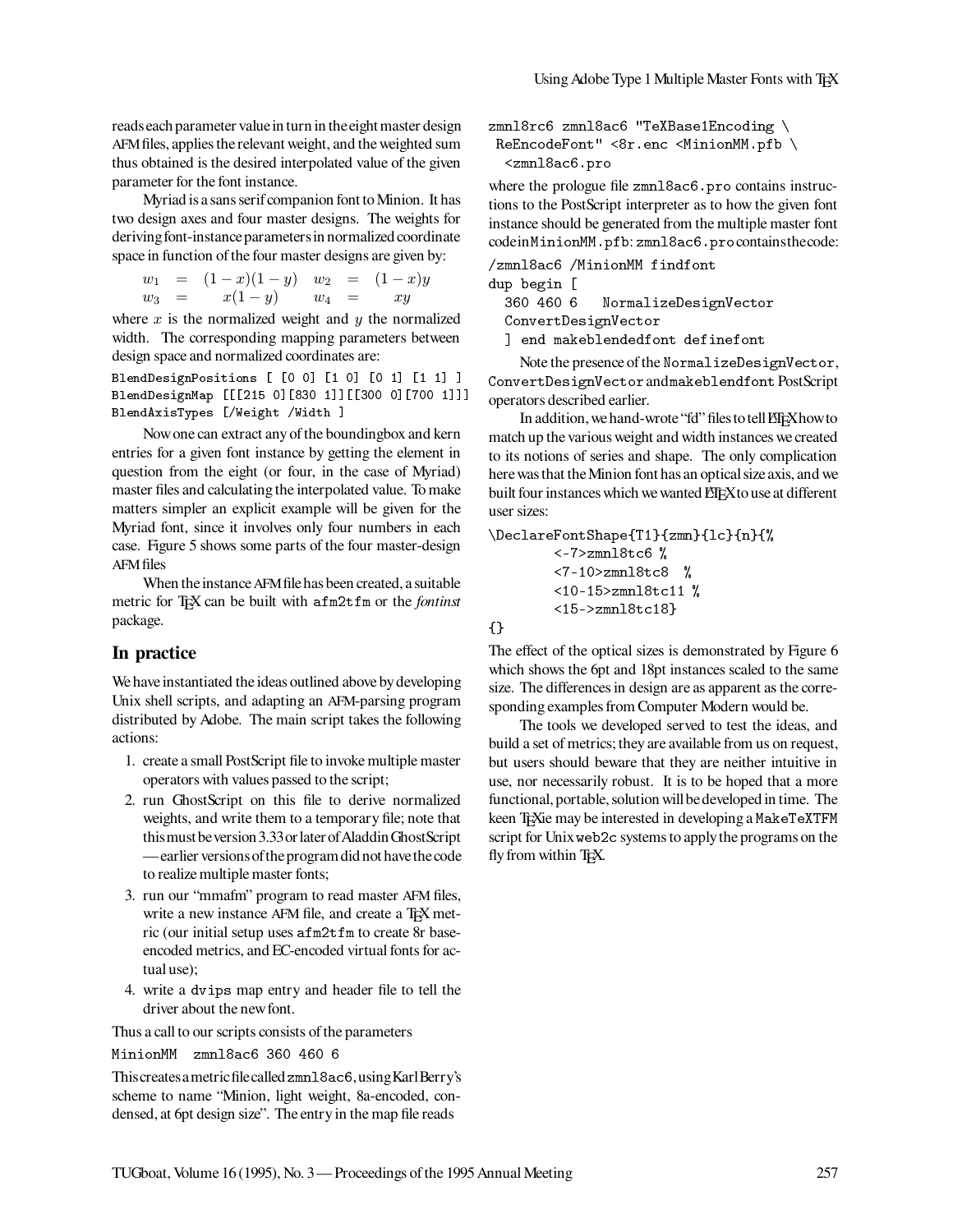reads each parameter value in turn in the eight master design AFM files, applies the relevant weight, and the weighted sum thus obtained is the desired interpolated value of the given parameter for the font instance.

Myriad is a sans serif companion font to Minion. It has two design axes and four master designs. The weights for deriving font-instance parameters in normalized coordinate space in function of the four master designs are given by:

$$w_1 = (1-x)(1-y) \quad w_2 = (1-x)y$$
$$w_3 = x(1-y) \quad w_4 = xy$$

where $x$ is the normalized weight and $y$ the normalized width. The corresponding mapping parameters between design space and normalized coordinates are:

```
BlendDesignPositions [ [0 0] [1 0] [0 1] [1 1] ]
BlendDesignMap [[[215 0][830 1]][[300 0][700 1]]]
BlendAxisTypes [/Weight /Width ]
```

Now one can extract any of the boundingbox and kern entries for a given font instance by getting the element in question from the eight (or four, in the case of Myriad) master files and calculating the interpolated value. To make matters simpler an explicit example will be given for the Myriad font, since it involves only four numbers in each case. Figure 5 shows some parts of the four master-design AFM files

When the instance AFM file has been created, a suitable metric for TeX can be built with `afm2tfm` or the *fontinst* package.

## In practice

We have instantiated the ideas outlined above by developing Unix shell scripts, and adapting an AFM-parsing program distributed by Adobe. The main script takes the following actions:

1. create a small PostScript file to invoke multiple master operators with values passed to the script;
2. run GhostScript on this file to derive normalized weights, and write them to a temporary file; note that this must be version 3.33 or later of Aladdin GhostScript — earlier versions of the program did not have the code to realize multiple master fonts;
3. run our "mmafm" program to read master AFM files, write a new instance AFM file, and create a TeX metric (our initial setup uses `afm2tfm` to create 8r base-encoded metrics, and EC-encoded virtual fonts for actual use);
4. write a `dvips` map entry and header file to tell the driver about the new font.

Thus a call to our scripts consists of the parameters

```
MinionMM  zmnl8ac6 360 460 6
```

This creates a metric file called `zmnl8ac6`, using Karl Berry's scheme to name "Minion, light weight, 8a-encoded, condensed, at 6pt design size". The entry in the map file reads

```
zmnl8rc6 zmnl8ac6 "TeXBase1Encoding \
 ReEncodeFont" <8r.enc <MinionMM.pfb \
  <zmnl8ac6.pro
```

where the prologue file `zmnl8ac6.pro` contains instructions to the PostScript interpreter as to how the given font instance should be generated from the multiple master font code in `MinionMM.pfb`: `zmnl8ac6.pro` contains the code:

```
/zmnl8ac6 /MinionMM findfont
dup begin [
  360 460 6   NormalizeDesignVector
  ConvertDesignVector
  ] end makeblendedfont definefont
```

Note the presence of the `NormalizeDesignVector`, `ConvertDesignVector` and `makeblendfont` PostScript operators described earlier.

In addition, we hand-wrote "fd" files to tell LaTeX how to match up the various weight and width instances we created to its notions of series and shape. The only complication here was that the Minion font has an optical size axis, and we built four instances which we wanted LaTeX to use at different user sizes:

```
\DeclareFontShape{T1}{zmn}{lc}{n}{%
        <-7>zmnl8tc6 %
        <7-10>zmnl8tc8  %
        <10-15>zmnl8tc11 %
        <15->zmnl8tc18}
{}
```

The effect of the optical sizes is demonstrated by Figure 6 which shows the 6pt and 18pt instances scaled to the same size. The differences in design are as apparent as the corresponding examples from Computer Modern would be.

The tools we developed served to test the ideas, and build a set of metrics; they are available from us on request, but users should beware that they are neither intuitive in use, nor necessarily robust. It is to be hoped that a more functional, portable, solution will be developed in time. The keen TeXie may be interested in developing a `MakeTeXTFM` script for Unix `web2c` systems to apply the programs on the fly from within TeX.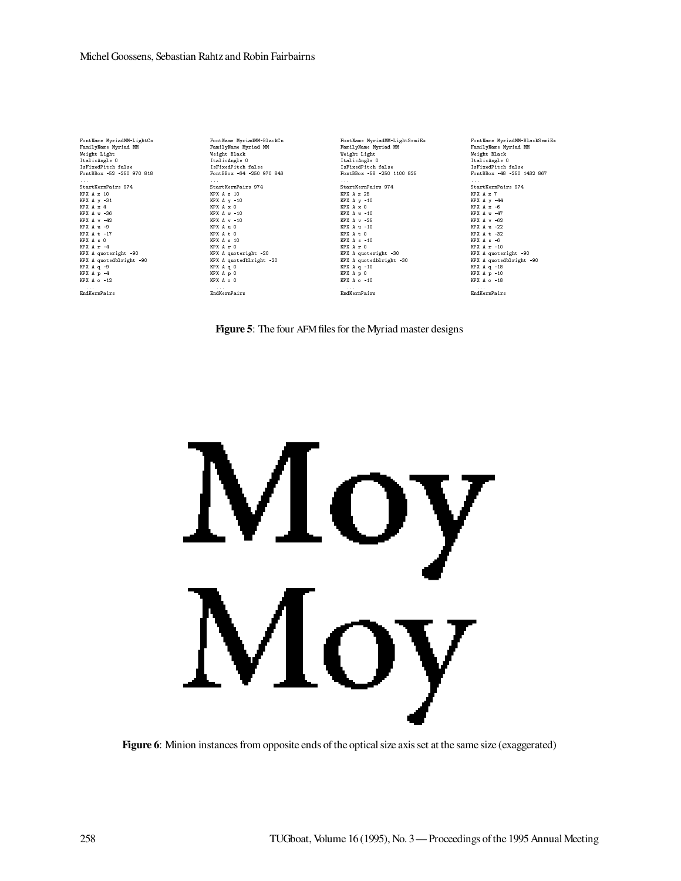```
FontName MyriadMM-LightCn
FamilyName Myriad MM
Weight Light
ItalicAngle 0
IsFixedPitch false
FontBBox -52 -250 970 818
...
StartKernPairs 974
KPX A z 10
KPX A y -31
KPX A x 4
KPX A w -36
KPX A v -42
KPX A u -9
KPX A t -17
KPX A s 0
KPX A r -4
KPX A quoteright -90
KPX A quotedblright -90
KPX A q -9
KPX A p -4
KPX A o -12
  ...
EndKernPairs
```

```
FontName MyriadMM-BlackCn
FamilyName Myriad MM
Weight Black
ItalicAngle 0
IsFixedPitch false
FontBBox -64 -250 970 843
...
StartKernPairs 974
KPX A z 10
KPX A y -10
KPX A x 0
KPX A w -10
KPX A v -10
KPX A u 0
KPX A t 0
KPX A s 10
KPX A r 0
KPX A quoteright -20
KPX A quotedblright -20
KPX A q 0
KPX A p 0
KPX A o 0
  ...
EndKernPairs
```

```
FontName MyriadMM-LightSemiEx
FamilyName Myriad MM
Weight Light
ItalicAngle 0
IsFixedPitch false
FontBBox -58 -250 1100 825
...
StartKernPairs 974
KPX A z 25
KPX A y -10
KPX A x 0
KPX A w -10
KPX A v -25
KPX A u -10
KPX A t 0
KPX A s -10
KPX A r 0
KPX A quoteright -30
KPX A quotedblright -30
KPX A q -10
KPX A p 0
KPX A o -10
  ...
EndKernPairs
```

```
FontName MyriadMM-BlackSemiEx
FamilyName Myriad MM
Weight Black
ItalicAngle 0
IsFixedPitch false
FontBBox -48 -250 1432 867
...
StartKernPairs 974
KPX A z 7
KPX A y -44
KPX A x -6
KPX A w -47
KPX A v -62
KPX A u -22
KPX A t -32
KPX A s -6
KPX A r -10
KPX A quoteright -90
KPX A quotedblright -90
KPX A q -18
KPX A p -10
KPX A o -18
  ...
EndKernPairs
```

**Figure 5**: The four AFM files for the Myriad master designs

Moy

Moy

**Figure 6**: Minion instances from opposite ends of the optical size axis set at the same size (exaggerated)